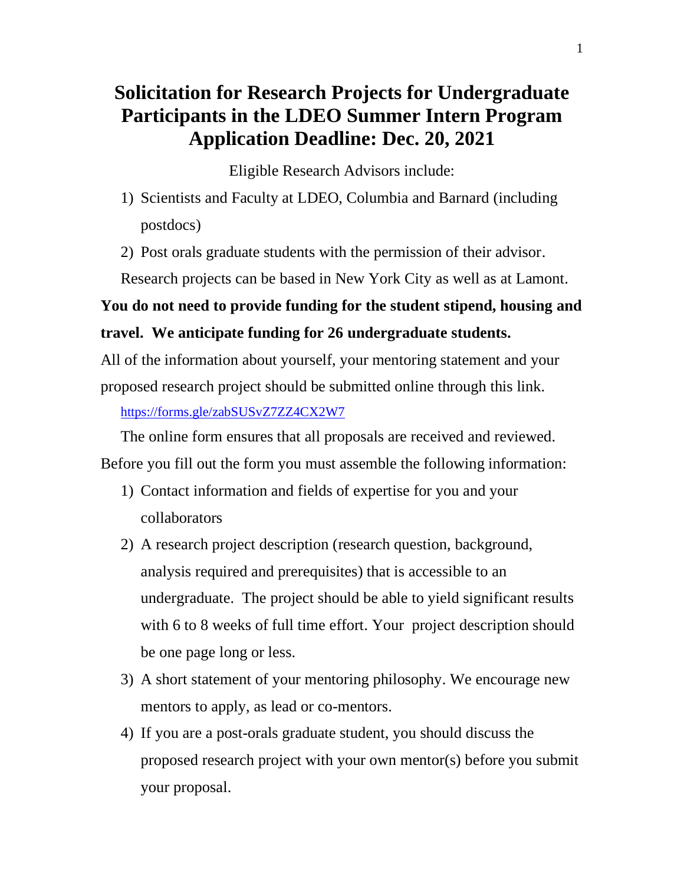# Solicitation for Research Projects for Undergraduate Participants in the LDEO Summer Intern Program Application Deadline: Dec. 20, 2021

Eligible Research Advisors include:

1) Scientists and Faculty at LDEO, Columbia and Barnard (including postdocs)
2) Post orals graduate students with the permission of their advisor.

Research projects can be based in New York City as well as at Lamont.

**You do not need to provide funding for the student stipend, housing and travel. We anticipate funding for 26 undergraduate students.**

All of the information about yourself, your mentoring statement and your proposed research project should be submitted online through this link.

https://forms.gle/zabSUSvZ7ZZ4CX2W7

The online form ensures that all proposals are received and reviewed. Before you fill out the form you must assemble the following information:

1) Contact information and fields of expertise for you and your collaborators
2) A research project description (research question, background, analysis required and prerequisites) that is accessible to an undergraduate. The project should be able to yield significant results with 6 to 8 weeks of full time effort. Your project description should be one page long or less.
3) A short statement of your mentoring philosophy. We encourage new mentors to apply, as lead or co-mentors.
4) If you are a post-orals graduate student, you should discuss the proposed research project with your own mentor(s) before you submit your proposal.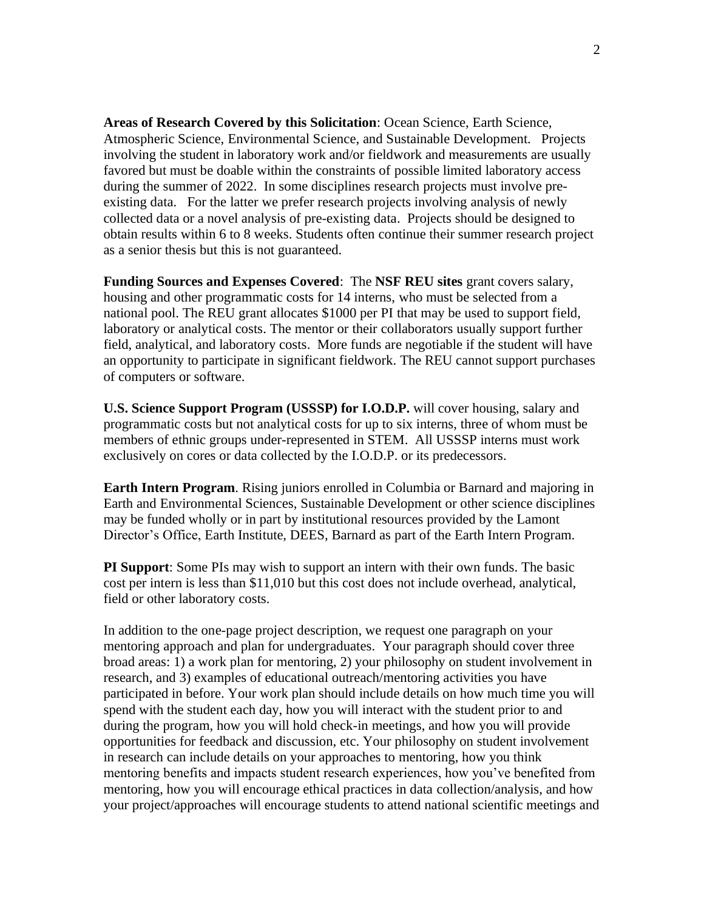**Areas of Research Covered by this Solicitation**: Ocean Science, Earth Science, Atmospheric Science, Environmental Science, and Sustainable Development. Projects involving the student in laboratory work and/or fieldwork and measurements are usually favored but must be doable within the constraints of possible limited laboratory access during the summer of 2022. In some disciplines research projects must involve pre-existing data. For the latter we prefer research projects involving analysis of newly collected data or a novel analysis of pre-existing data. Projects should be designed to obtain results within 6 to 8 weeks. Students often continue their summer research project as a senior thesis but this is not guaranteed.

**Funding Sources and Expenses Covered**: The **NSF REU sites** grant covers salary, housing and other programmatic costs for 14 interns, who must be selected from a national pool. The REU grant allocates $1000 per PI that may be used to support field, laboratory or analytical costs. The mentor or their collaborators usually support further field, analytical, and laboratory costs. More funds are negotiable if the student will have an opportunity to participate in significant fieldwork. The REU cannot support purchases of computers or software.

**U.S. Science Support Program (USSSP) for I.O.D.P.** will cover housing, salary and programmatic costs but not analytical costs for up to six interns, three of whom must be members of ethnic groups under-represented in STEM. All USSSP interns must work exclusively on cores or data collected by the I.O.D.P. or its predecessors.

**Earth Intern Program**. Rising juniors enrolled in Columbia or Barnard and majoring in Earth and Environmental Sciences, Sustainable Development or other science disciplines may be funded wholly or in part by institutional resources provided by the Lamont Director's Office, Earth Institute, DEES, Barnard as part of the Earth Intern Program.

**PI Support**: Some PIs may wish to support an intern with their own funds. The basic cost per intern is less than $11,010 but this cost does not include overhead, analytical, field or other laboratory costs.

In addition to the one-page project description, we request one paragraph on your mentoring approach and plan for undergraduates. Your paragraph should cover three broad areas: 1) a work plan for mentoring, 2) your philosophy on student involvement in research, and 3) examples of educational outreach/mentoring activities you have participated in before. Your work plan should include details on how much time you will spend with the student each day, how you will interact with the student prior to and during the program, how you will hold check-in meetings, and how you will provide opportunities for feedback and discussion, etc. Your philosophy on student involvement in research can include details on your approaches to mentoring, how you think mentoring benefits and impacts student research experiences, how you've benefited from mentoring, how you will encourage ethical practices in data collection/analysis, and how your project/approaches will encourage students to attend national scientific meetings and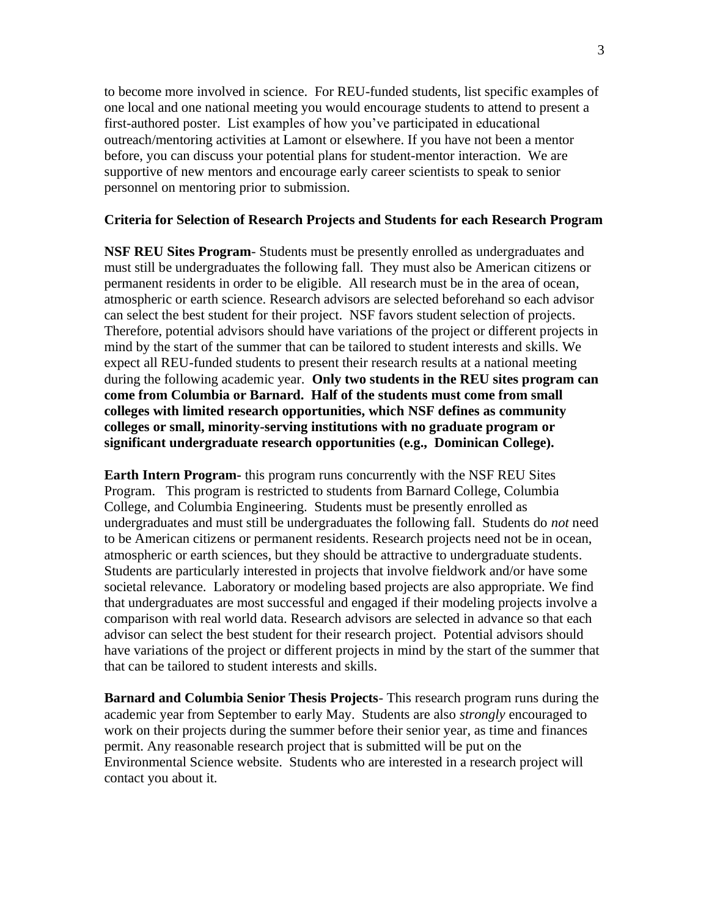to become more involved in science. For REU-funded students, list specific examples of one local and one national meeting you would encourage students to attend to present a first-authored poster. List examples of how you've participated in educational outreach/mentoring activities at Lamont or elsewhere. If you have not been a mentor before, you can discuss your potential plans for student-mentor interaction. We are supportive of new mentors and encourage early career scientists to speak to senior personnel on mentoring prior to submission.

**Criteria for Selection of Research Projects and Students for each Research Program**

**NSF REU Sites Program**- Students must be presently enrolled as undergraduates and must still be undergraduates the following fall. They must also be American citizens or permanent residents in order to be eligible. All research must be in the area of ocean, atmospheric or earth science. Research advisors are selected beforehand so each advisor can select the best student for their project. NSF favors student selection of projects. Therefore, potential advisors should have variations of the project or different projects in mind by the start of the summer that can be tailored to student interests and skills. We expect all REU-funded students to present their research results at a national meeting during the following academic year. **Only two students in the REU sites program can come from Columbia or Barnard. Half of the students must come from small colleges with limited research opportunities, which NSF defines as community colleges or small, minority-serving institutions with no graduate program or significant undergraduate research opportunities (e.g., Dominican College).**

**Earth Intern Program-** this program runs concurrently with the NSF REU Sites Program. This program is restricted to students from Barnard College, Columbia College, and Columbia Engineering. Students must be presently enrolled as undergraduates and must still be undergraduates the following fall. Students do *not* need to be American citizens or permanent residents. Research projects need not be in ocean, atmospheric or earth sciences, but they should be attractive to undergraduate students. Students are particularly interested in projects that involve fieldwork and/or have some societal relevance. Laboratory or modeling based projects are also appropriate. We find that undergraduates are most successful and engaged if their modeling projects involve a comparison with real world data. Research advisors are selected in advance so that each advisor can select the best student for their research project. Potential advisors should have variations of the project or different projects in mind by the start of the summer that that can be tailored to student interests and skills.

**Barnard and Columbia Senior Thesis Projects**- This research program runs during the academic year from September to early May. Students are also *strongly* encouraged to work on their projects during the summer before their senior year, as time and finances permit. Any reasonable research project that is submitted will be put on the Environmental Science website. Students who are interested in a research project will contact you about it.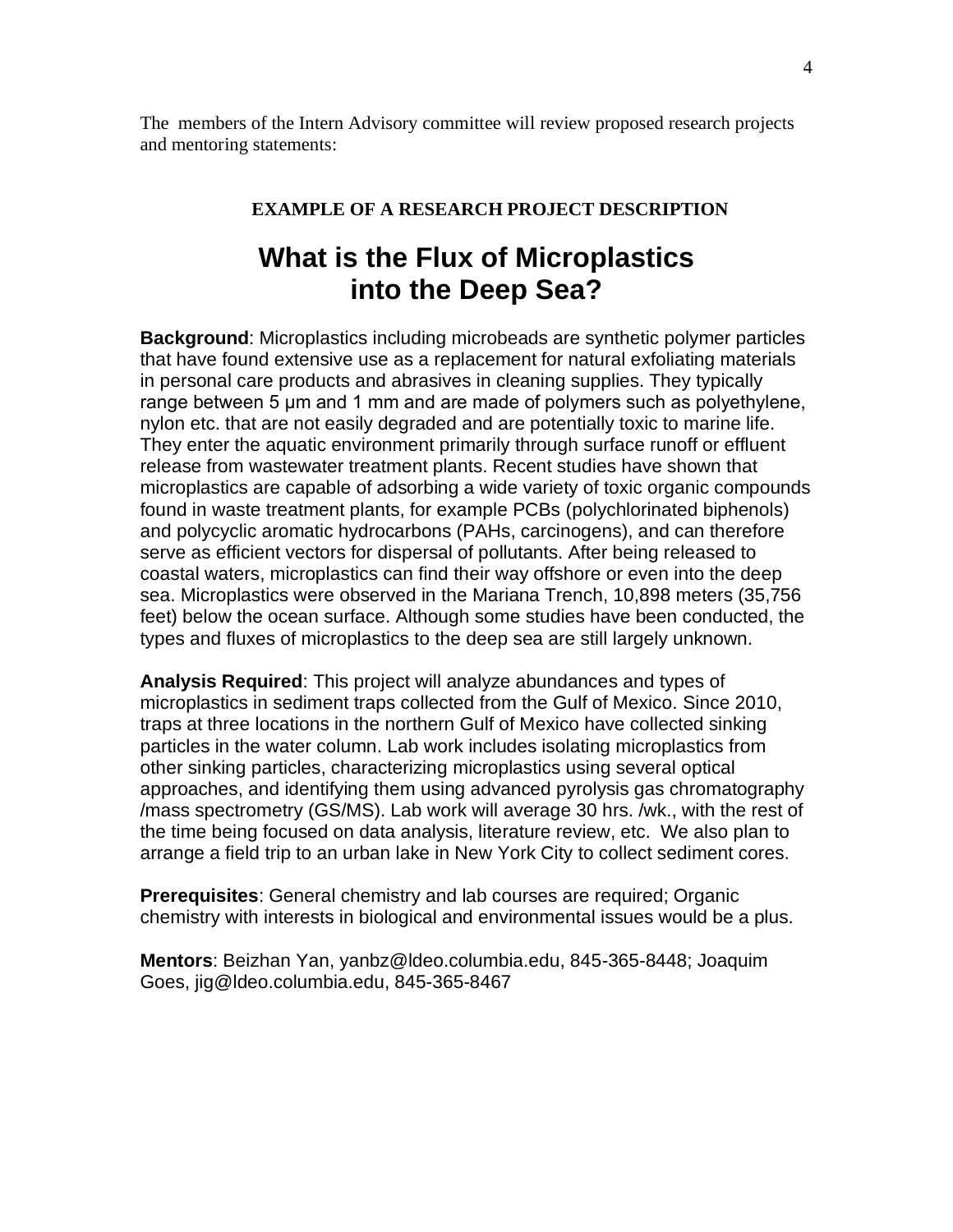The members of the Intern Advisory committee will review proposed research projects and mentoring statements:

**EXAMPLE OF A RESEARCH PROJECT DESCRIPTION**

# What is the Flux of Microplastics into the Deep Sea?

**Background**: Microplastics including microbeads are synthetic polymer particles that have found extensive use as a replacement for natural exfoliating materials in personal care products and abrasives in cleaning supplies. They typically range between 5 μm and 1 mm and are made of polymers such as polyethylene, nylon etc. that are not easily degraded and are potentially toxic to marine life. They enter the aquatic environment primarily through surface runoff or effluent release from wastewater treatment plants. Recent studies have shown that microplastics are capable of adsorbing a wide variety of toxic organic compounds found in waste treatment plants, for example PCBs (polychlorinated biphenols) and polycyclic aromatic hydrocarbons (PAHs, carcinogens), and can therefore serve as efficient vectors for dispersal of pollutants. After being released to coastal waters, microplastics can find their way offshore or even into the deep sea. Microplastics were observed in the Mariana Trench, 10,898 meters (35,756 feet) below the ocean surface. Although some studies have been conducted, the types and fluxes of microplastics to the deep sea are still largely unknown.

**Analysis Required**: This project will analyze abundances and types of microplastics in sediment traps collected from the Gulf of Mexico. Since 2010, traps at three locations in the northern Gulf of Mexico have collected sinking particles in the water column. Lab work includes isolating microplastics from other sinking particles, characterizing microplastics using several optical approaches, and identifying them using advanced pyrolysis gas chromatography /mass spectrometry (GS/MS). Lab work will average 30 hrs. /wk., with the rest of the time being focused on data analysis, literature review, etc. We also plan to arrange a field trip to an urban lake in New York City to collect sediment cores.

**Prerequisites**: General chemistry and lab courses are required; Organic chemistry with interests in biological and environmental issues would be a plus.

**Mentors**: Beizhan Yan, yanbz@ldeo.columbia.edu, 845-365-8448; Joaquim Goes, jig@ldeo.columbia.edu, 845-365-8467